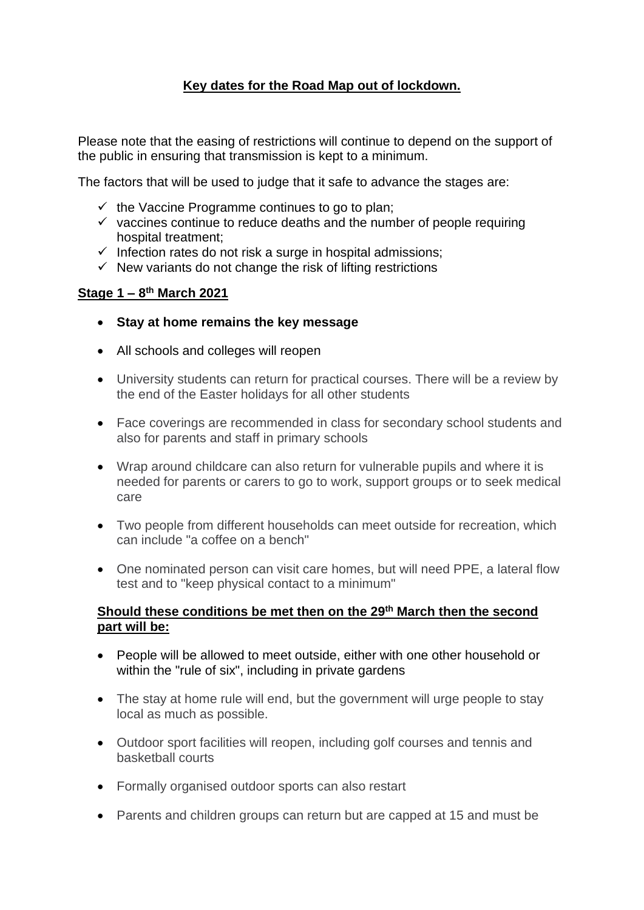# Key dates for the Road Map out of lockdown.

Please note that the easing of restrictions will continue to depend on the support of the public in ensuring that transmission is kept to a minimum.

The factors that will be used to judge that it safe to advance the stages are:

- ✓ the Vaccine Programme continues to go to plan;
- ✓ vaccines continue to reduce deaths and the number of people requiring hospital treatment;
- ✓ Infection rates do not risk a surge in hospital admissions;
- ✓ New variants do not change the risk of lifting restrictions

## Stage 1 – 8th March 2021

- **Stay at home remains the key message**
- All schools and colleges will reopen
- University students can return for practical courses. There will be a review by the end of the Easter holidays for all other students
- Face coverings are recommended in class for secondary school students and also for parents and staff in primary schools
- Wrap around childcare can also return for vulnerable pupils and where it is needed for parents or carers to go to work, support groups or to seek medical care
- Two people from different households can meet outside for recreation, which can include "a coffee on a bench"
- One nominated person can visit care homes, but will need PPE, a lateral flow test and to "keep physical contact to a minimum"

### Should these conditions be met then on the 29th March then the second part will be:

- People will be allowed to meet outside, either with one other household or within the "rule of six", including in private gardens
- The stay at home rule will end, but the government will urge people to stay local as much as possible.
- Outdoor sport facilities will reopen, including golf courses and tennis and basketball courts
- Formally organised outdoor sports can also restart
- Parents and children groups can return but are capped at 15 and must be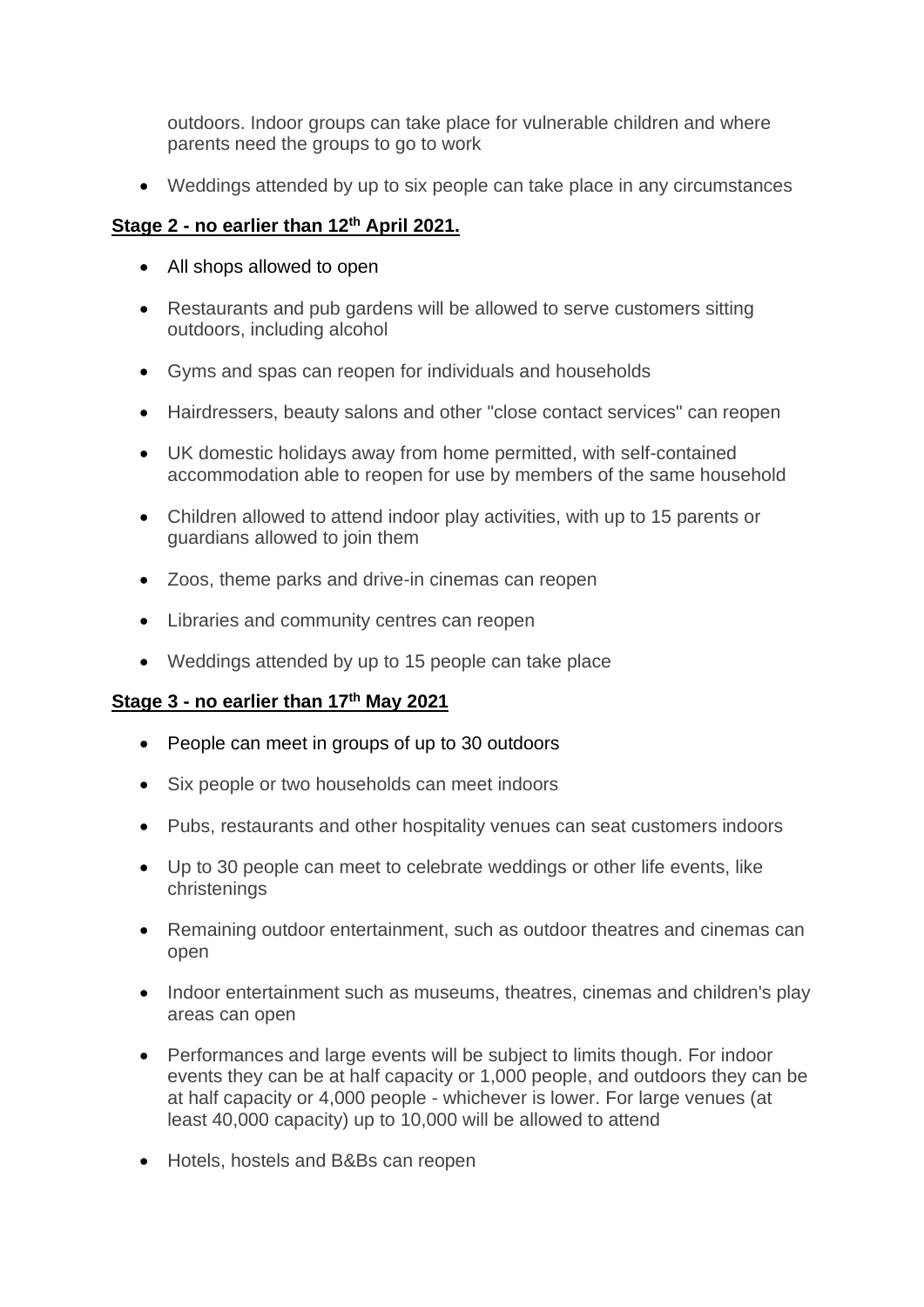outdoors. Indoor groups can take place for vulnerable children and where parents need the groups to go to work

- Weddings attended by up to six people can take place in any circumstances

**Stage 2 - no earlier than 12th April 2021.**

- All shops allowed to open
- Restaurants and pub gardens will be allowed to serve customers sitting outdoors, including alcohol
- Gyms and spas can reopen for individuals and households
- Hairdressers, beauty salons and other "close contact services" can reopen
- UK domestic holidays away from home permitted, with self-contained accommodation able to reopen for use by members of the same household
- Children allowed to attend indoor play activities, with up to 15 parents or guardians allowed to join them
- Zoos, theme parks and drive-in cinemas can reopen
- Libraries and community centres can reopen
- Weddings attended by up to 15 people can take place

**Stage 3 - no earlier than 17th May 2021**

- People can meet in groups of up to 30 outdoors
- Six people or two households can meet indoors
- Pubs, restaurants and other hospitality venues can seat customers indoors
- Up to 30 people can meet to celebrate weddings or other life events, like christenings
- Remaining outdoor entertainment, such as outdoor theatres and cinemas can open
- Indoor entertainment such as museums, theatres, cinemas and children's play areas can open
- Performances and large events will be subject to limits though. For indoor events they can be at half capacity or 1,000 people, and outdoors they can be at half capacity or 4,000 people - whichever is lower. For large venues (at least 40,000 capacity) up to 10,000 will be allowed to attend
- Hotels, hostels and B&Bs can reopen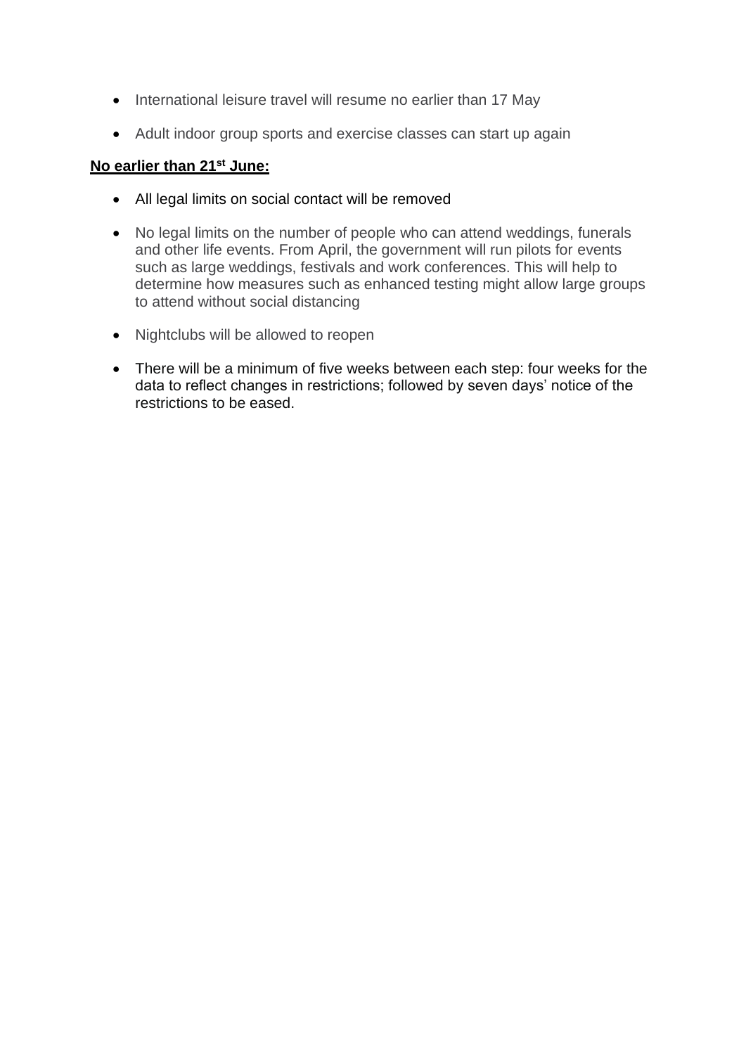- International leisure travel will resume no earlier than 17 May
- Adult indoor group sports and exercise classes can start up again

**No earlier than 21st June:**

- All legal limits on social contact will be removed
- No legal limits on the number of people who can attend weddings, funerals and other life events. From April, the government will run pilots for events such as large weddings, festivals and work conferences. This will help to determine how measures such as enhanced testing might allow large groups to attend without social distancing
- Nightclubs will be allowed to reopen
- There will be a minimum of five weeks between each step: four weeks for the data to reflect changes in restrictions; followed by seven days' notice of the restrictions to be eased.